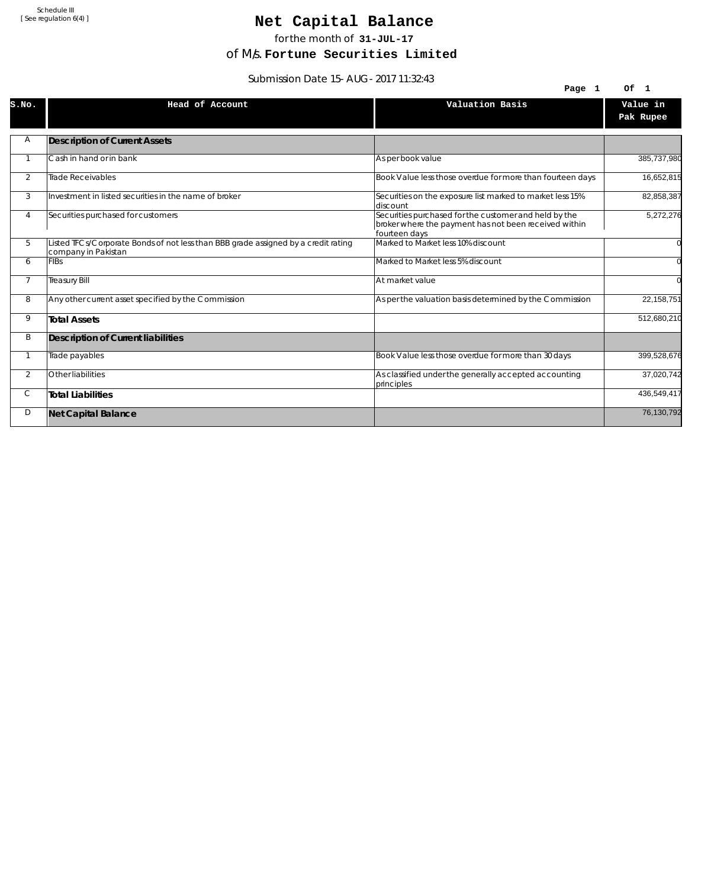Schedule III
[ See regulation 6(4) ]

# Net Capital Balance

for the month of **31-JUL-17**

of M/s. **Fortune Securities Limited**

Submission Date 15-AUG-2017 11:32:43

| S.No. | Head of Account | Valuation Basis | Value in Pak Rupee |
|---|---|---|---|
| A | **Description of Current Assets** | | |
| 1 | Cash in hand or in bank | As per book value | 385,737,980 |
| 2 | Trade Receivables | Book Value less those overdue for more than fourteen days | 16,652,815 |
| 3 | Investment in listed securities in the name of broker | Securities on the exposure list marked to market less 15% discount | 82,858,387 |
| 4 | Securities purchased for customers | Securities purchased for the customer and held by the broker where the payment has not been received within fourteen days | 5,272,276 |
| 5 | Listed TFCs/Corporate Bonds of not less than BBB grade assigned by a credit rating company in Pakistan | Marked to Market less 10% discount | 0 |
| 6 | FIBs | Marked to Market less 5% discount | 0 |
| 7 | Treasury Bill | At market value | 0 |
| 8 | Any other current asset specified by the Commission | As per the valuation basis determined by the Commission | 22,158,751 |
| 9 | **Total Assets** | | 512,680,210 |
| B | **Description of Current liabilities** | | |
| 1 | Trade payables | Book Value less those overdue for more than 30 days | 399,528,676 |
| 2 | Other liabilities | As classified under the generally accepted accounting principles | 37,020,742 |
| C | **Total Liabilities** | | 436,549,417 |
| D | **Net Capital Balance** | | 76,130,792 |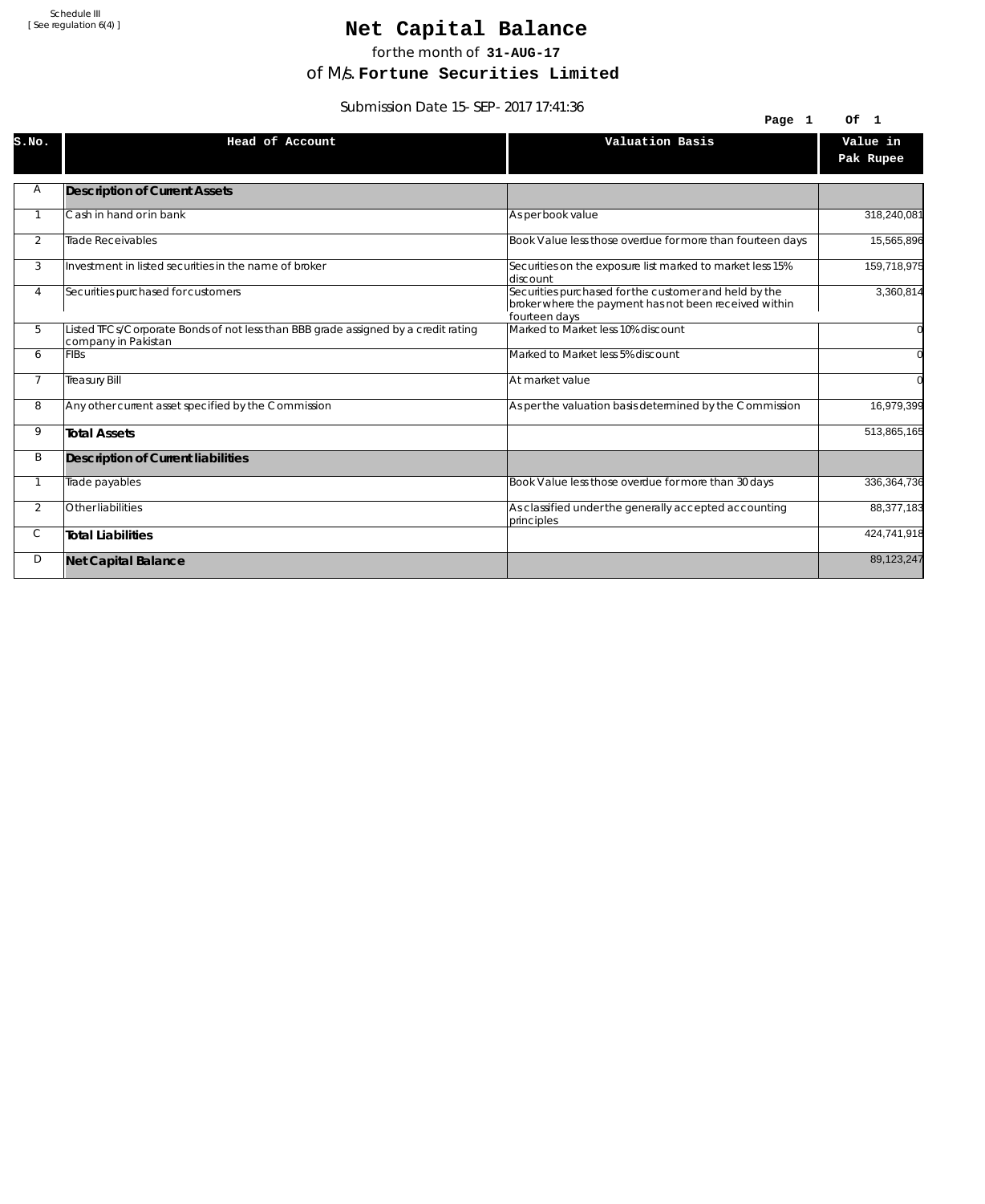Schedule III
[ See regulation 6(4) ]

# Net Capital Balance

for the month of **31-AUG-17**

of M/s. **Fortune Securities Limited**

Submission Date 15-SEP-2017 17:41:36

| S.No. | Head of Account | Valuation Basis | Value in Pak Rupee |
|---|---|---|---|
| A | **Description of Current Assets** | | |
| 1 | Cash in hand or in bank | As per book value | 318,240,081 |
| 2 | Trade Receivables | Book Value less those overdue for more than fourteen days | 15,565,896 |
| 3 | Investment in listed securities in the name of broker | Securities on the exposure list marked to market less 15% discount | 159,718,975 |
| 4 | Securities purchased for customers | Securities purchased for the customer and held by the broker where the payment has not been received within fourteen days | 3,360,814 |
| 5 | Listed TFCs/Corporate Bonds of not less than BBB grade assigned by a credit rating company in Pakistan | Marked to Market less 10% discount | 0 |
| 6 | FIBs | Marked to Market less 5% discount | 0 |
| 7 | Treasury Bill | At market value | 0 |
| 8 | Any other current asset specified by the Commission | As per the valuation basis determined by the Commission | 16,979,399 |
| 9 | **Total Assets** | | 513,865,165 |
| B | **Description of Current liabilities** | | |
| 1 | Trade payables | Book Value less those overdue for more than 30 days | 336,364,736 |
| 2 | Other liabilities | As classified under the generally accepted accounting principles | 88,377,183 |
| C | **Total Liabilities** | | 424,741,918 |
| D | **Net Capital Balance** | | 89,123,247 |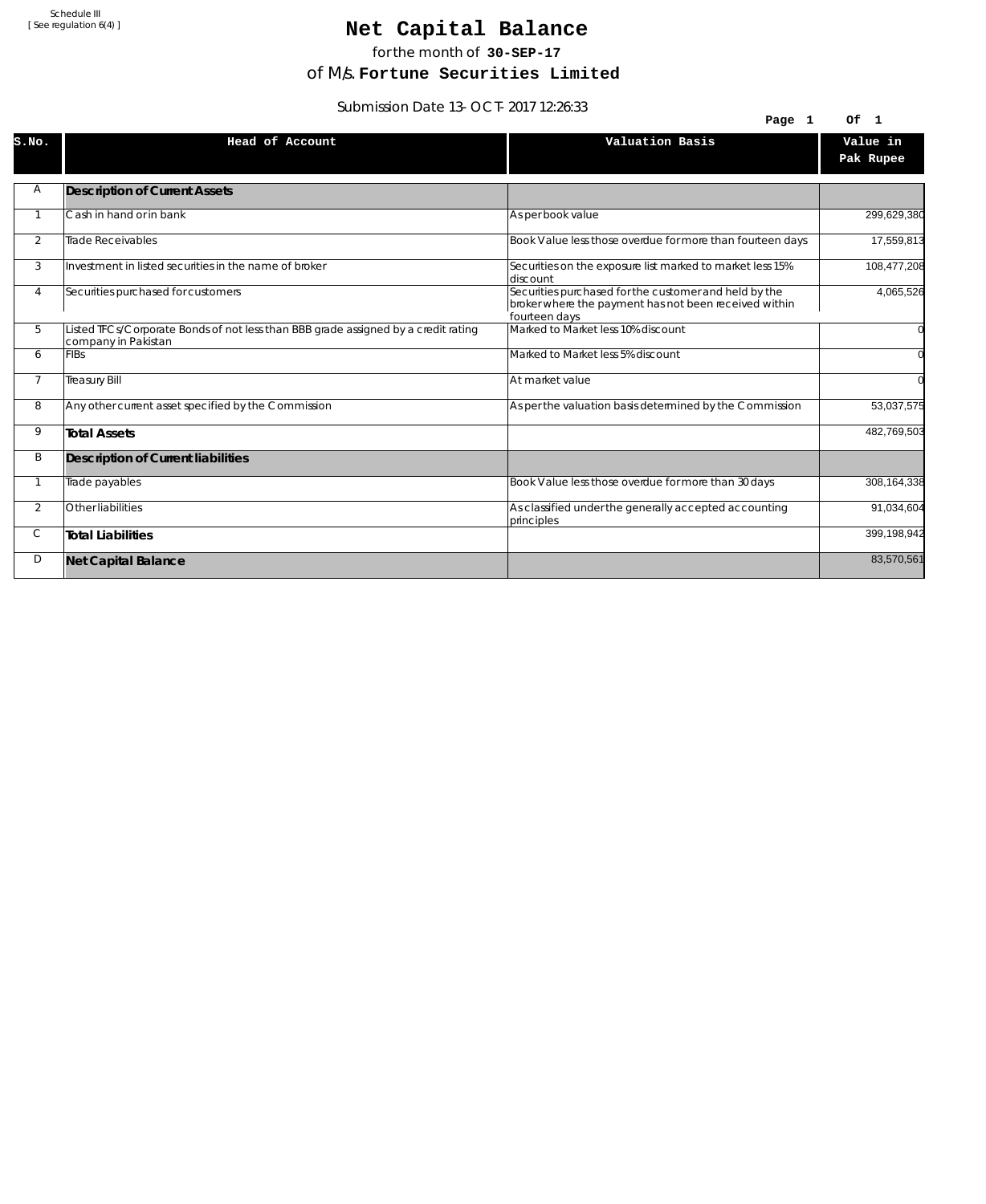Schedule III
[ See regulation 6(4) ]

# Net Capital Balance

for the month of **30-SEP-17**

of M/s. **Fortune Securities Limited**

Submission Date 13-OCT-2017 12:26:33

| S.No. | Head of Account | Valuation Basis | Value in Pak Rupee |
|---|---|---|---|
| A | **Description of Current Assets** | | |
| 1 | Cash in hand or in bank | As per book value | 299,629,380 |
| 2 | Trade Receivables | Book Value less those overdue for more than fourteen days | 17,559,813 |
| 3 | Investment in listed securities in the name of broker | Securities on the exposure list marked to market less 15% discount | 108,477,208 |
| 4 | Securities purchased for customers | Securities purchased for the customer and held by the broker where the payment has not been received within fourteen days | 4,065,526 |
| 5 | Listed TFCs/Corporate Bonds of not less than BBB grade assigned by a credit rating company in Pakistan | Marked to Market less 10% discount | 0 |
| 6 | FIBs | Marked to Market less 5% discount | 0 |
| 7 | Treasury Bill | At market value | 0 |
| 8 | Any other current asset specified by the Commission | As per the valuation basis determined by the Commission | 53,037,575 |
| 9 | **Total Assets** | | 482,769,503 |
| B | **Description of Current liabilities** | | |
| 1 | Trade payables | Book Value less those overdue for more than 30 days | 308,164,338 |
| 2 | Other liabilities | As classified under the generally accepted accounting principles | 91,034,604 |
| C | **Total Liabilities** | | 399,198,942 |
| D | **Net Capital Balance** | | 83,570,561 |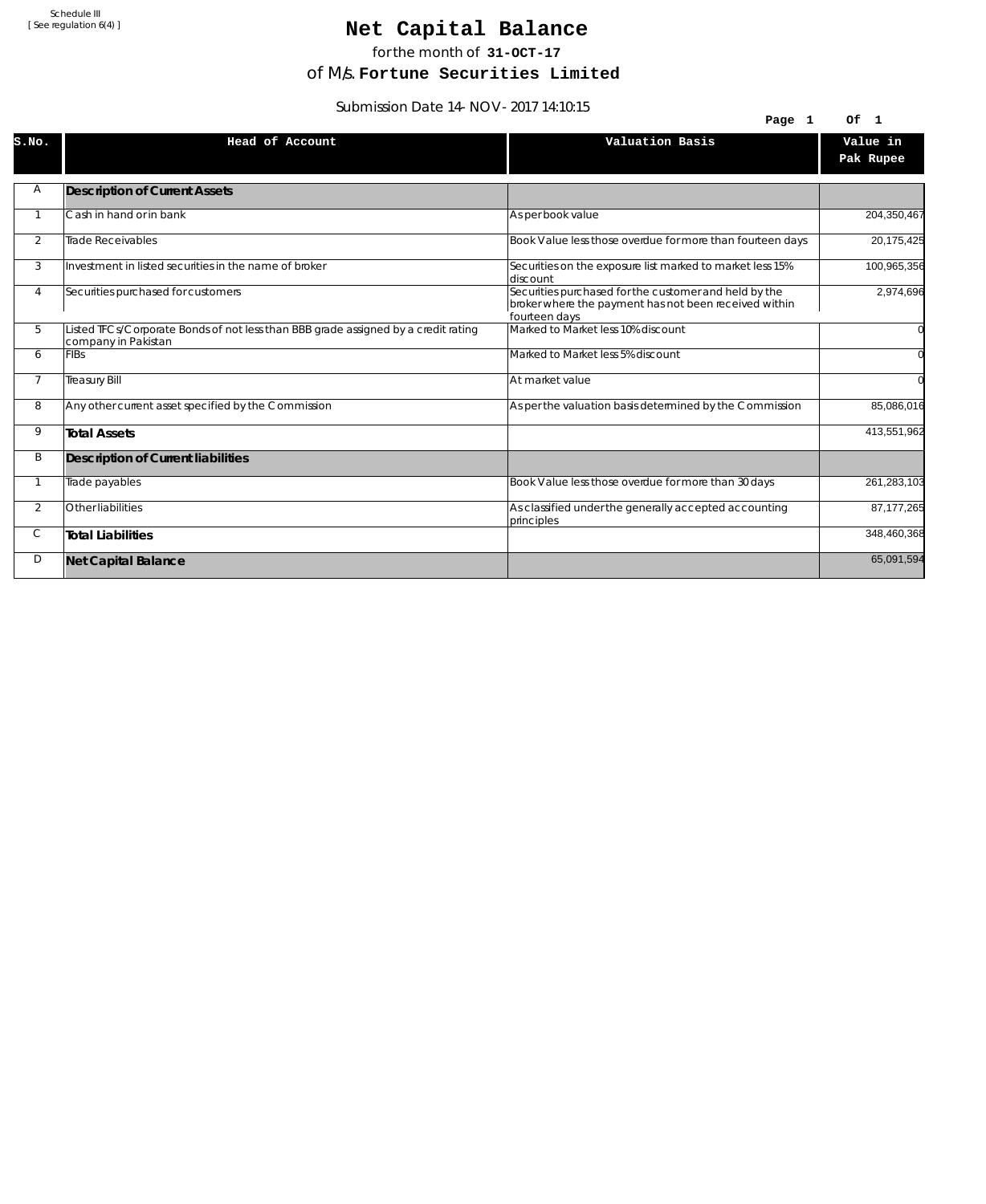Schedule III
[ See regulation 6(4) ]

# Net Capital Balance

for the month of **31-OCT-17**

of M/s. **Fortune Securities Limited**

Submission Date 14-NOV-2017 14:10:15

| S.No. | Head of Account | Valuation Basis | Value in Pak Rupee |
|---|---|---|---|
| A | **Description of Current Assets** | | |
| 1 | Cash in hand or in bank | As per book value | 204,350,467 |
| 2 | Trade Receivables | Book Value less those overdue for more than fourteen days | 20,175,425 |
| 3 | Investment in listed securities in the name of broker | Securities on the exposure list marked to market less 15% discount | 100,965,356 |
| 4 | Securities purchased for customers | Securities purchased for the customer and held by the broker where the payment has not been received within fourteen days | 2,974,696 |
| 5 | Listed TFCs/Corporate Bonds of not less than BBB grade assigned by a credit rating company in Pakistan | Marked to Market less 10% discount | 0 |
| 6 | FIBs | Marked to Market less 5% discount | 0 |
| 7 | Treasury Bill | At market value | 0 |
| 8 | Any other current asset specified by the Commission | As per the valuation basis determined by the Commission | 85,086,016 |
| 9 | **Total Assets** | | 413,551,962 |
| B | **Description of Current liabilities** | | |
| 1 | Trade payables | Book Value less those overdue for more than 30 days | 261,283,103 |
| 2 | Other liabilities | As classified under the generally accepted accounting principles | 87,177,265 |
| C | **Total Liabilities** | | 348,460,368 |
| D | **Net Capital Balance** | | 65,091,594 |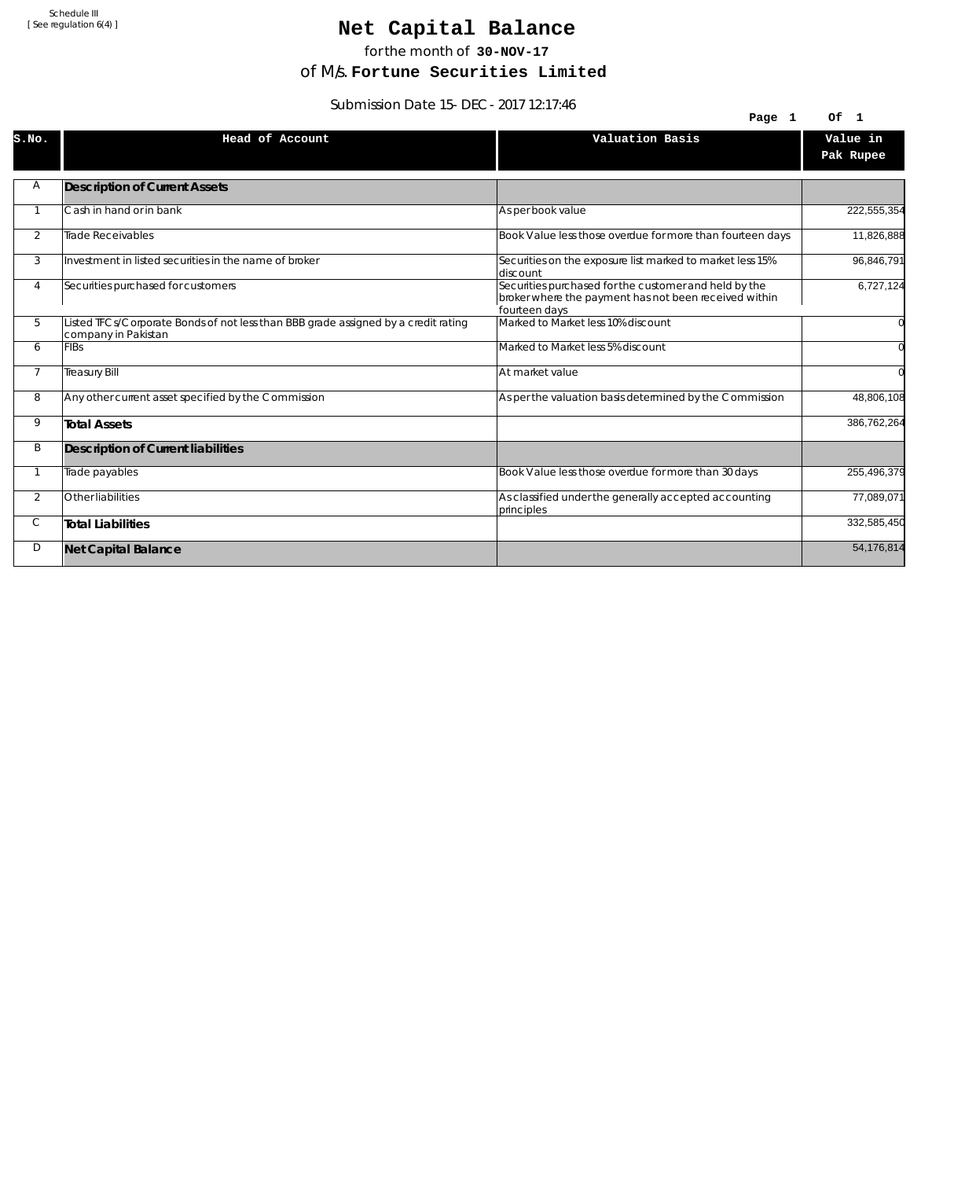Schedule III
[ See regulation 6(4) ]

# Net Capital Balance

for the month of **30-NOV-17**

of M/s. **Fortune Securities Limited**

Submission Date 15- DEC - 2017 12:17:46

| S.No. | Head of Account | Valuation Basis | Value in Pak Rupee |
|---|---|---|---|
| A | **Description of Current Assets** | | |
| 1 | Cash in hand or in bank | As per book value | 222,555,354 |
| 2 | Trade Receivables | Book Value less those overdue for more than fourteen days | 11,826,888 |
| 3 | Investment in listed securities in the name of broker | Securities on the exposure list marked to market less 15% discount | 96,846,791 |
| 4 | Securities purchased for customers | Securities purchased for the customer and held by the broker where the payment has not been received within fourteen days | 6,727,124 |
| 5 | Listed TFCs/Corporate Bonds of not less than BBB grade assigned by a credit rating company in Pakistan | Marked to Market less 10% discount | 0 |
| 6 | FIBs | Marked to Market less 5% discount | 0 |
| 7 | Treasury Bill | At market value | 0 |
| 8 | Any other current asset specified by the Commission | As per the valuation basis determined by the Commission | 48,806,108 |
| 9 | **Total Assets** | | 386,762,264 |
| B | **Description of Current liabilities** | | |
| 1 | Trade payables | Book Value less those overdue for more than 30 days | 255,496,379 |
| 2 | Other liabilities | As classified under the generally accepted accounting principles | 77,089,071 |
| C | **Total Liabilities** | | 332,585,450 |
| D | **Net Capital Balance** | | 54,176,814 |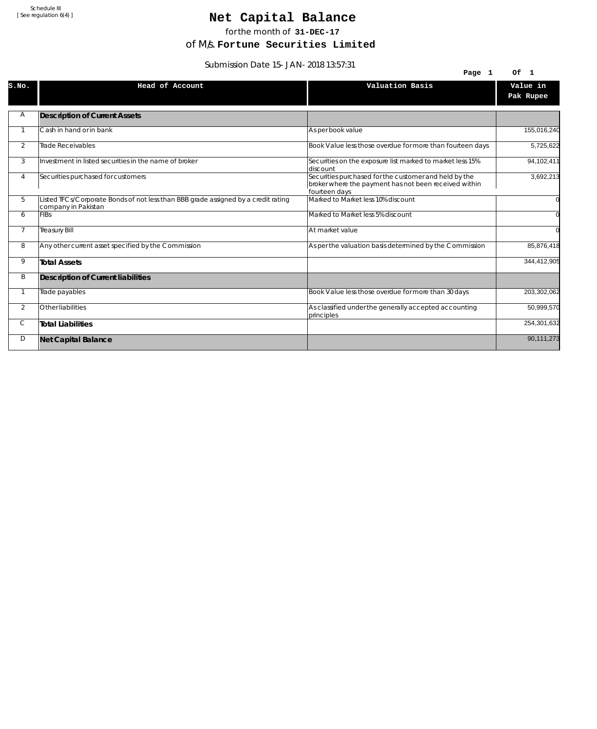Schedule III
[ See regulation 6(4) ]

# Net Capital Balance

for the month of **31-DEC-17**

of M/s. **Fortune Securities Limited**

Submission Date 15-JAN-2018 13:57:31

| S.No. | Head of Account | Valuation Basis | Value in Pak Rupee |
|---|---|---|---|
| A | **Description of Current Assets** | | |
| 1 | Cash in hand or in bank | As per book value | 155,016,240 |
| 2 | Trade Receivables | Book Value less those overdue for more than fourteen days | 5,725,622 |
| 3 | Investment in listed securities in the name of broker | Securities on the exposure list marked to market less 15% discount | 94,102,411 |
| 4 | Securities purchased for customers | Securities purchased for the customer and held by the broker where the payment has not been received within fourteen days | 3,692,213 |
| 5 | Listed TFCs/Corporate Bonds of not less than BBB grade assigned by a credit rating company in Pakistan | Marked to Market less 10% discount | 0 |
| 6 | FIBs | Marked to Market less 5% discount | 0 |
| 7 | Treasury Bill | At market value | 0 |
| 8 | Any other current asset specified by the Commission | As per the valuation basis determined by the Commission | 85,876,418 |
| 9 | **Total Assets** | | 344,412,905 |
| B | **Description of Current liabilities** | | |
| 1 | Trade payables | Book Value less those overdue for more than 30 days | 203,302,062 |
| 2 | Other liabilities | As classified under the generally accepted accounting principles | 50,999,570 |
| C | **Total Liabilities** | | 254,301,632 |
| D | **Net Capital Balance** | | 90,111,273 |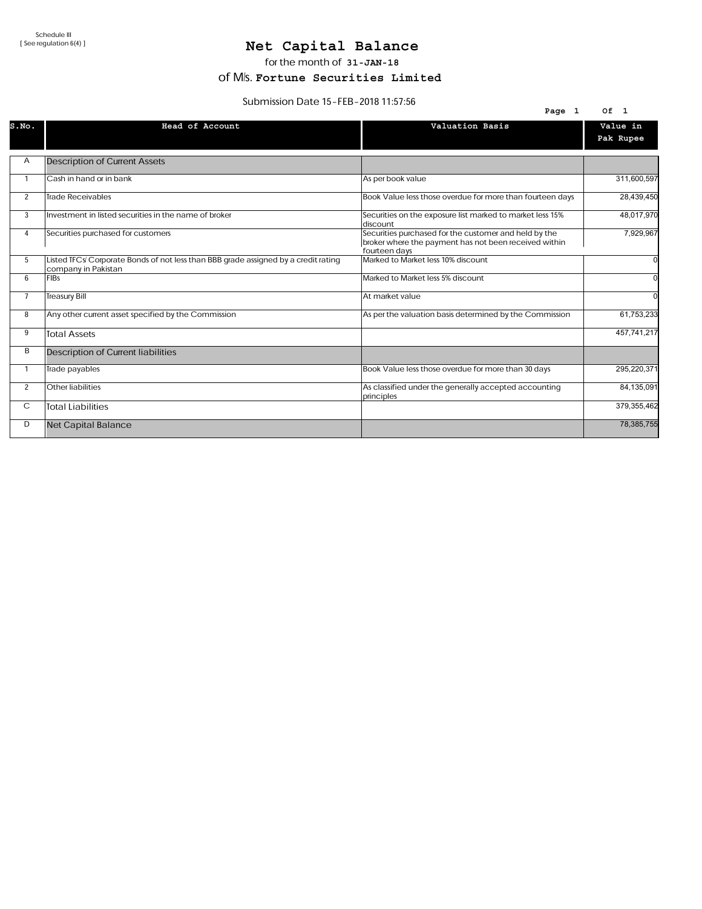Schedule III
[ See regulation 6(4) ]

# Net Capital Balance

for the month of **31-JAN-18**

of M/s. **Fortune Securities Limited**

Submission Date 15-FEB-2018 11:57:56

| S.No. | Head of Account | Valuation Basis | Value in Pak Rupee |
|---|---|---|---|
| A | Description of Current Assets | | |
| 1 | Cash in hand or in bank | As per book value | 311,600,597 |
| 2 | Trade Receivables | Book Value less those overdue for more than fourteen days | 28,439,450 |
| 3 | Investment in listed securities in the name of broker | Securities on the exposure list marked to market less 15% discount | 48,017,970 |
| 4 | Securities purchased for customers | Securities purchased for the customer and held by the broker where the payment has not been received within fourteen days | 7,929,967 |
| 5 | Listed TFCs/ Corporate Bonds of not less than BBB grade assigned by a credit rating company in Pakistan | Marked to Market less 10% discount | 0 |
| 6 | FIBs | Marked to Market less 5% discount | 0 |
| 7 | Treasury Bill | At market value | 0 |
| 8 | Any other current asset specified by the Commission | As per the valuation basis determined by the Commission | 61,753,233 |
| 9 | Total Assets | | 457,741,217 |
| B | Description of Current liabilities | | |
| 1 | Trade payables | Book Value less those overdue for more than 30 days | 295,220,371 |
| 2 | Other liabilities | As classified under the generally accepted accounting principles | 84,135,091 |
| C | Total Liabilities | | 379,355,462 |
| D | Net Capital Balance | | 78,385,755 |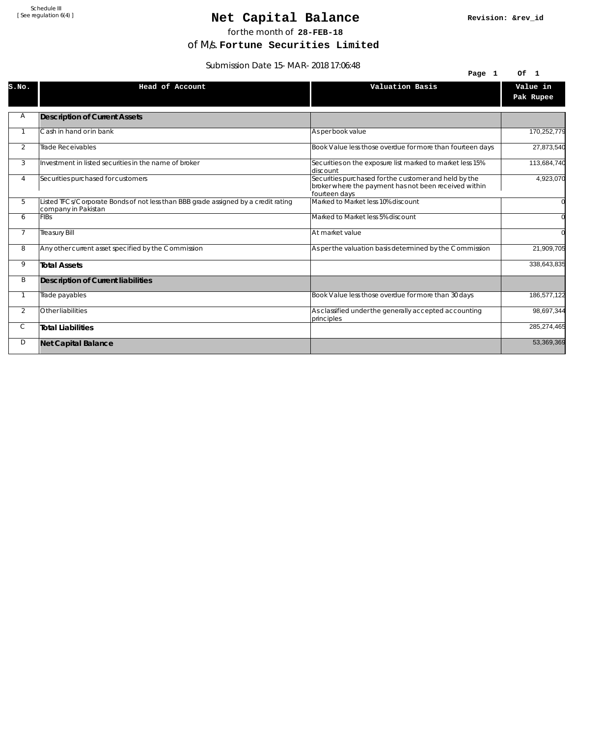Schedule III
[ See regulation 6(4) ]

# Net Capital Balance

Revision: &rev_id

for the month of **28-FEB-18**

of M/s. **Fortune Securities Limited**

Submission Date 15-MAR-2018 17:06:48

| S.No. | Head of Account | Valuation Basis | Value in Pak Rupee |
|---|---|---|---|
| A | **Description of Current Assets** | | |
| 1 | Cash in hand or in bank | As per book value | 170,252,779 |
| 2 | Trade Receivables | Book Value less those overdue for more than fourteen days | 27,873,540 |
| 3 | Investment in listed securities in the name of broker | Securities on the exposure list marked to market less 15% discount | 113,684,740 |
| 4 | Securities purchased for customers | Securities purchased for the customer and held by the broker where the payment has not been received within fourteen days | 4,923,070 |
| 5 | Listed TFCs/Corporate Bonds of not less than BBB grade assigned by a credit rating company in Pakistan | Marked to Market less 10% discount | 0 |
| 6 | FIBs | Marked to Market less 5% discount | 0 |
| 7 | Treasury Bill | At market value | 0 |
| 8 | Any other current asset specified by the Commission | As per the valuation basis determined by the Commission | 21,909,705 |
| 9 | **Total Assets** | | 338,643,835 |
| B | **Description of Current liabilities** | | |
| 1 | Trade payables | Book Value less those overdue for more than 30 days | 186,577,122 |
| 2 | Other liabilities | As classified under the generally accepted accounting principles | 98,697,344 |
| C | **Total Liabilities** | | 285,274,465 |
| D | **Net Capital Balance** | | 53,369,369 |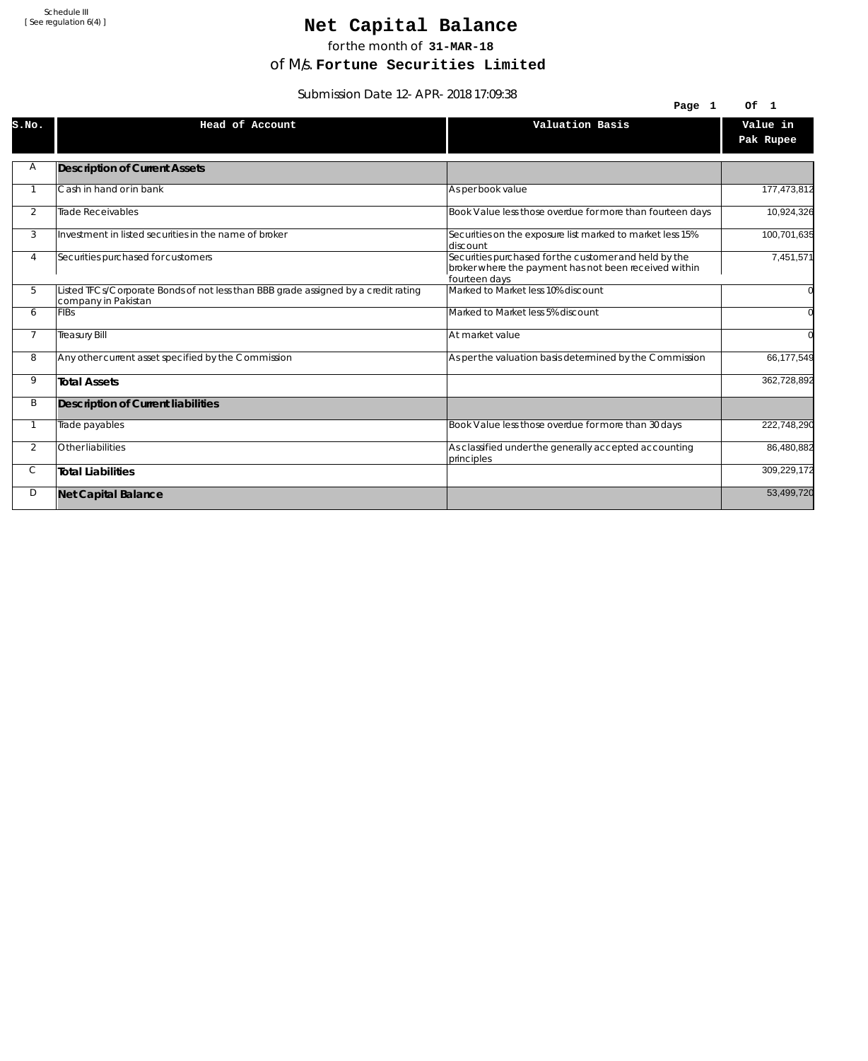Schedule III
[ See regulation 6(4) ]

# Net Capital Balance

for the month of **31-MAR-18**

of M/s. **Fortune Securities Limited**

Submission Date 12-APR-2018 17:09:38

| S.No. | Head of Account | Valuation Basis | Value in Pak Rupee |
|---|---|---|---|
| A | **Description of Current Assets** | | |
| 1 | Cash in hand or in bank | As per book value | 177,473,812 |
| 2 | Trade Receivables | Book Value less those overdue for more than fourteen days | 10,924,326 |
| 3 | Investment in listed securities in the name of broker | Securities on the exposure list marked to market less 15% discount | 100,701,635 |
| 4 | Securities purchased for customers | Securities purchased for the customer and held by the broker where the payment has not been received within fourteen days | 7,451,571 |
| 5 | Listed TFCs/Corporate Bonds of not less than BBB grade assigned by a credit rating company in Pakistan | Marked to Market less 10% discount | 0 |
| 6 | FIBs | Marked to Market less 5% discount | 0 |
| 7 | Treasury Bill | At market value | 0 |
| 8 | Any other current asset specified by the Commission | As per the valuation basis determined by the Commission | 66,177,549 |
| 9 | **Total Assets** | | 362,728,892 |
| B | **Description of Current liabilities** | | |
| 1 | Trade payables | Book Value less those overdue for more than 30 days | 222,748,290 |
| 2 | Other liabilities | As classified under the generally accepted accounting principles | 86,480,882 |
| C | **Total Liabilities** | | 309,229,172 |
| D | **Net Capital Balance** | | 53,499,720 |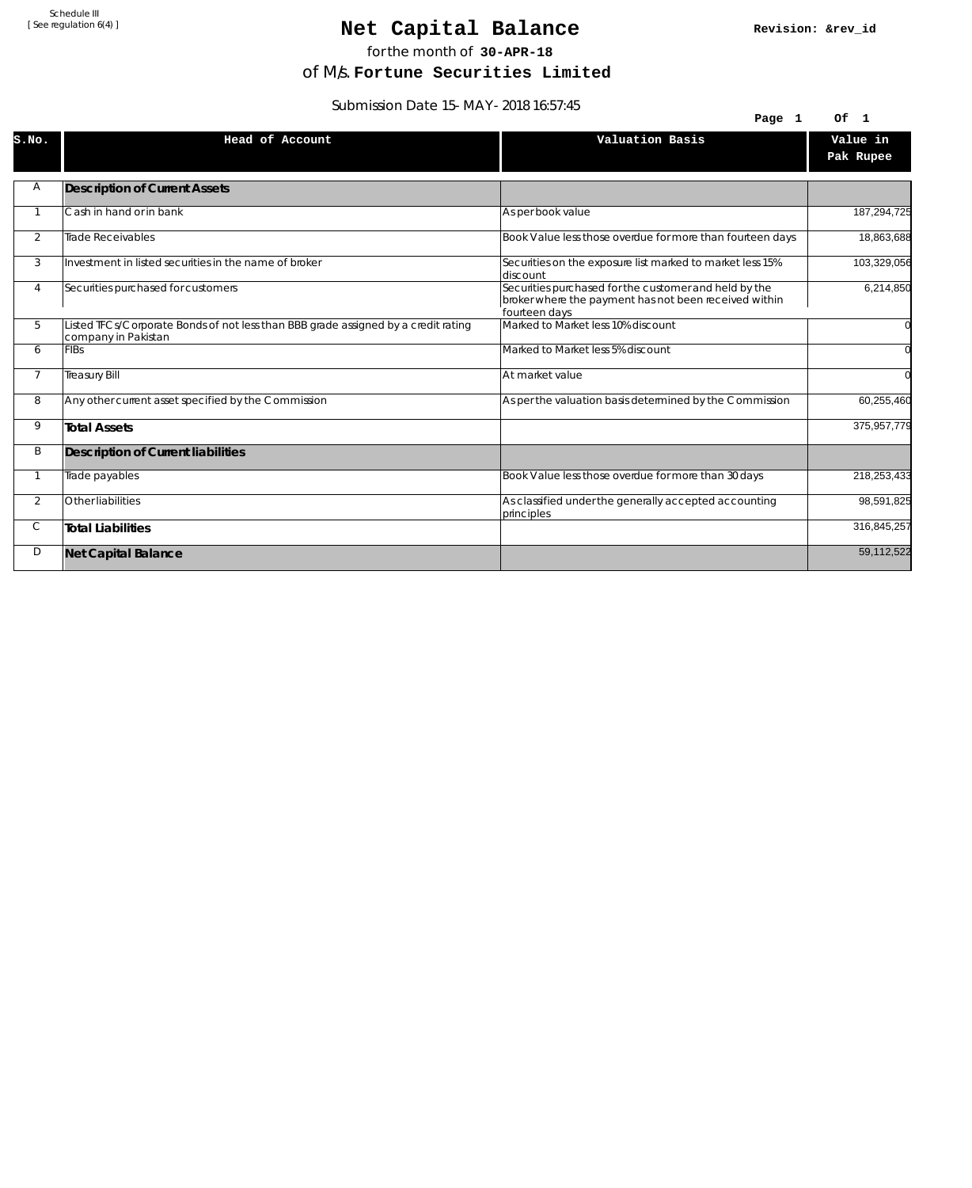Schedule III
[ See regulation 6(4) ]

# Net Capital Balance

Revision: &rev_id

for the month of **30-APR-18**

of M/s. **Fortune Securities Limited**

Submission Date 15-MAY-2018 16:57:45

| S.No. | Head of Account | Valuation Basis | Value in Pak Rupee |
|---|---|---|---|
| A | **Description of Current Assets** | | |
| 1 | Cash in hand or in bank | As per book value | 187,294,725 |
| 2 | Trade Receivables | Book Value less those overdue for more than fourteen days | 18,863,688 |
| 3 | Investment in listed securities in the name of broker | Securities on the exposure list marked to market less 15% discount | 103,329,056 |
| 4 | Securities purchased for customers | Securities purchased for the customer and held by the broker where the payment has not been received within fourteen days | 6,214,850 |
| 5 | Listed TFCs/Corporate Bonds of not less than BBB grade assigned by a credit rating company in Pakistan | Marked to Market less 10% discount | 0 |
| 6 | FIBs | Marked to Market less 5% discount | 0 |
| 7 | Treasury Bill | At market value | 0 |
| 8 | Any other current asset specified by the Commission | As per the valuation basis determined by the Commission | 60,255,460 |
| 9 | **Total Assets** | | 375,957,779 |
| B | **Description of Current liabilities** | | |
| 1 | Trade payables | Book Value less those overdue for more than 30 days | 218,253,433 |
| 2 | Other liabilities | As classified under the generally accepted accounting principles | 98,591,825 |
| C | **Total Liabilities** | | 316,845,257 |
| D | **Net Capital Balance** | | 59,112,522 |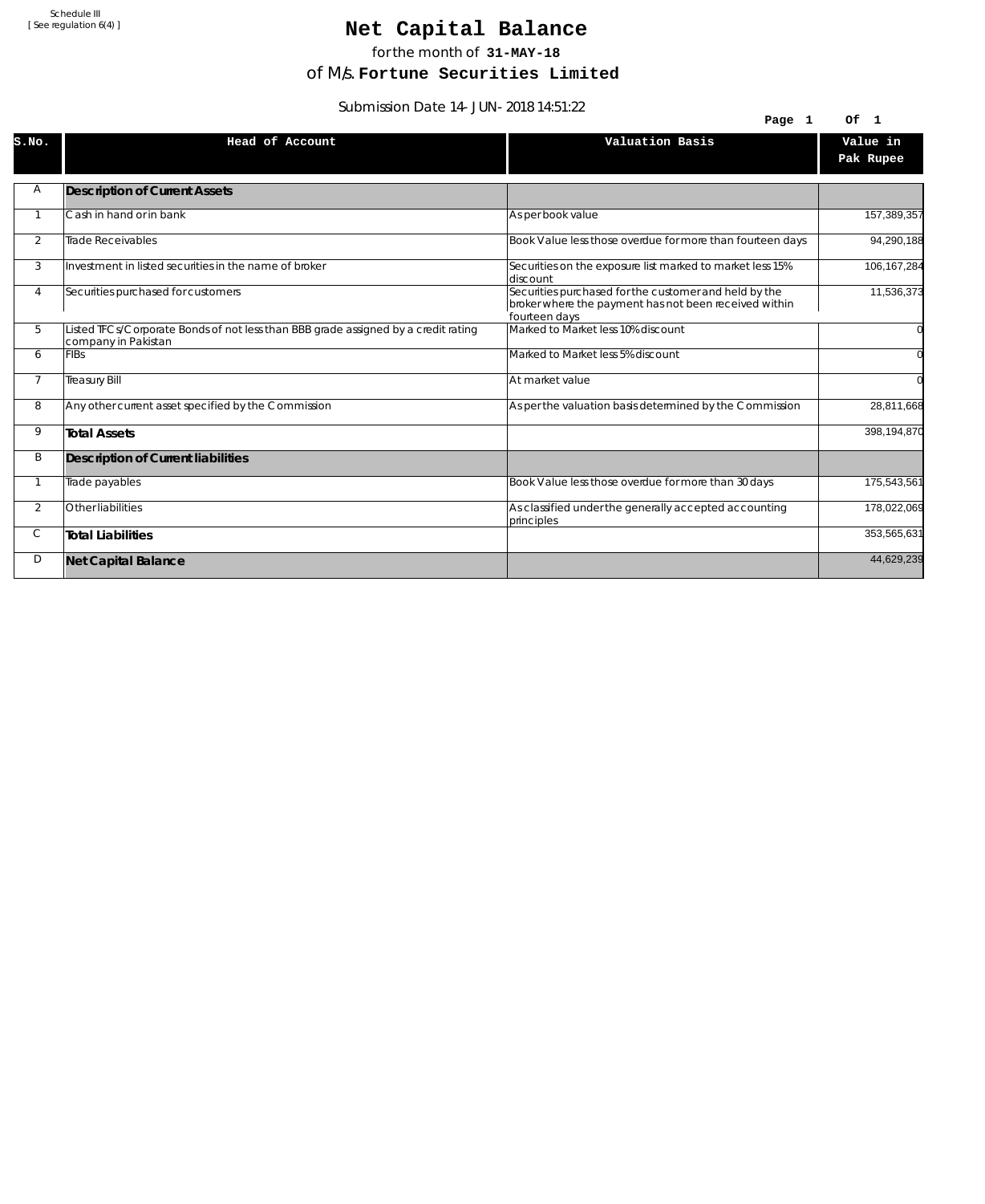Schedule III
[ See regulation 6(4) ]

# Net Capital Balance

for the month of **31-MAY-18**

of M/s. **Fortune Securities Limited**

Submission Date 14-JUN-2018 14:51:22

| S.No. | Head of Account | Valuation Basis | Value in Pak Rupee |
|---|---|---|---|
| A | **Description of Current Assets** | | |
| 1 | Cash in hand or in bank | As per book value | 157,389,357 |
| 2 | Trade Receivables | Book Value less those overdue for more than fourteen days | 94,290,188 |
| 3 | Investment in listed securities in the name of broker | Securities on the exposure list marked to market less 15% discount | 106,167,284 |
| 4 | Securities purchased for customers | Securities purchased for the customer and held by the broker where the payment has not been received within fourteen days | 11,536,373 |
| 5 | Listed TFCs/Corporate Bonds of not less than BBB grade assigned by a credit rating company in Pakistan | Marked to Market less 10% discount | 0 |
| 6 | FIBs | Marked to Market less 5% discount | 0 |
| 7 | Treasury Bill | At market value | 0 |
| 8 | Any other current asset specified by the Commission | As per the valuation basis determined by the Commission | 28,811,668 |
| 9 | **Total Assets** | | 398,194,870 |
| B | **Description of Current liabilities** | | |
| 1 | Trade payables | Book Value less those overdue for more than 30 days | 175,543,561 |
| 2 | Other liabilities | As classified under the generally accepted accounting principles | 178,022,069 |
| C | **Total Liabilities** | | 353,565,631 |
| D | **Net Capital Balance** | | 44,629,239 |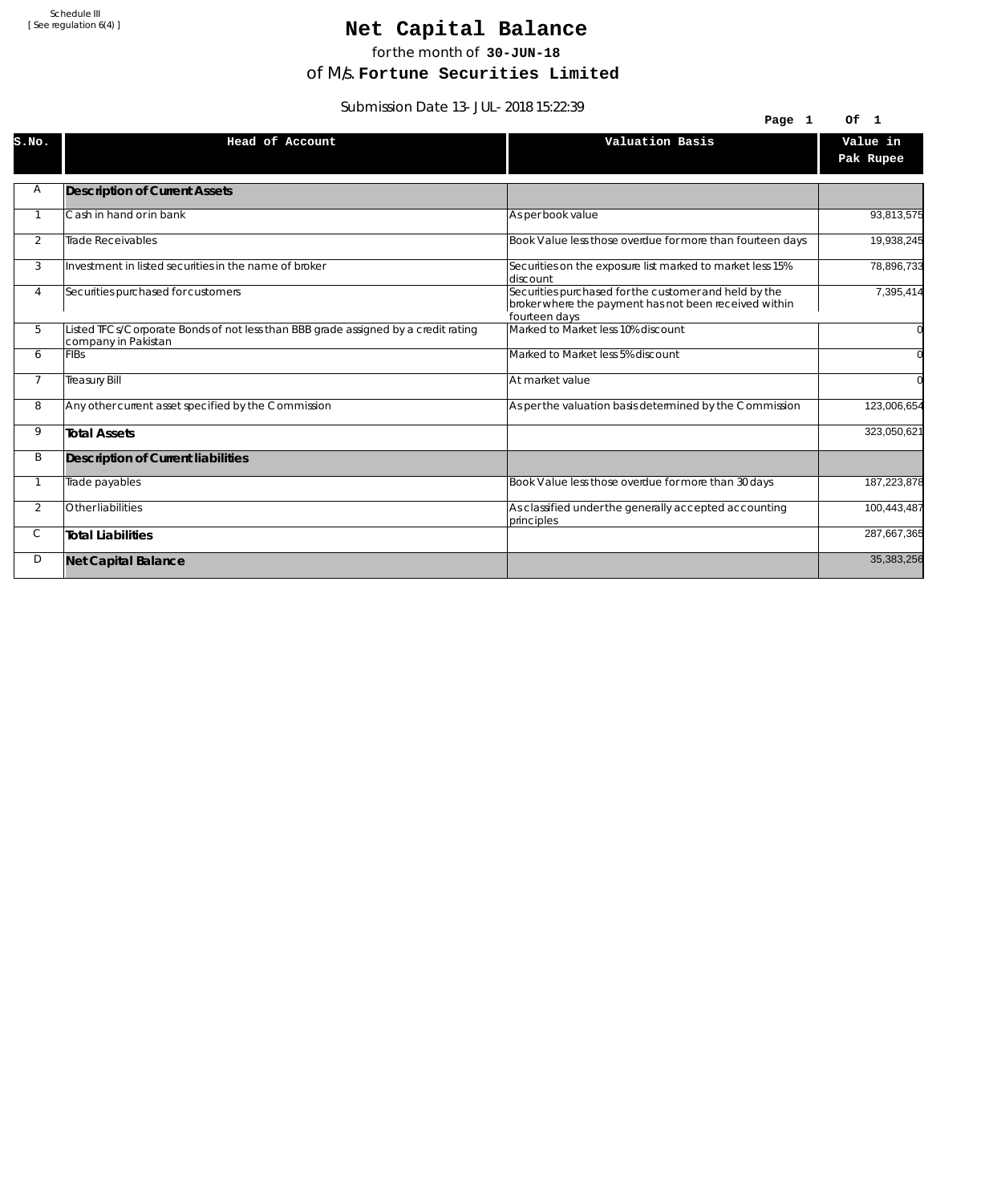Schedule III
[ See regulation 6(4) ]

# Net Capital Balance

for the month of **30-JUN-18**

of M/s. **Fortune Securities Limited**

Submission Date 13-JUL-2018 15:22:39

| S.No. | Head of Account | Valuation Basis | Value in Pak Rupee |
|---|---|---|---|
| A | **Description of Current Assets** | | |
| 1 | Cash in hand or in bank | As per book value | 93,813,575 |
| 2 | Trade Receivables | Book Value less those overdue for more than fourteen days | 19,938,245 |
| 3 | Investment in listed securities in the name of broker | Securities on the exposure list marked to market less 15% discount | 78,896,733 |
| 4 | Securities purchased for customers | Securities purchased for the customer and held by the broker where the payment has not been received within fourteen days | 7,395,414 |
| 5 | Listed TFCs/Corporate Bonds of not less than BBB grade assigned by a credit rating company in Pakistan | Marked to Market less 10% discount | 0 |
| 6 | FIBs | Marked to Market less 5% discount | 0 |
| 7 | Treasury Bill | At market value | 0 |
| 8 | Any other current asset specified by the Commission | As per the valuation basis determined by the Commission | 123,006,654 |
| 9 | **Total Assets** | | 323,050,621 |
| B | **Description of Current liabilities** | | |
| 1 | Trade payables | Book Value less those overdue for more than 30 days | 187,223,878 |
| 2 | Other liabilities | As classified under the generally accepted accounting principles | 100,443,487 |
| C | **Total Liabilities** | | 287,667,365 |
| D | **Net Capital Balance** | | 35,383,256 |